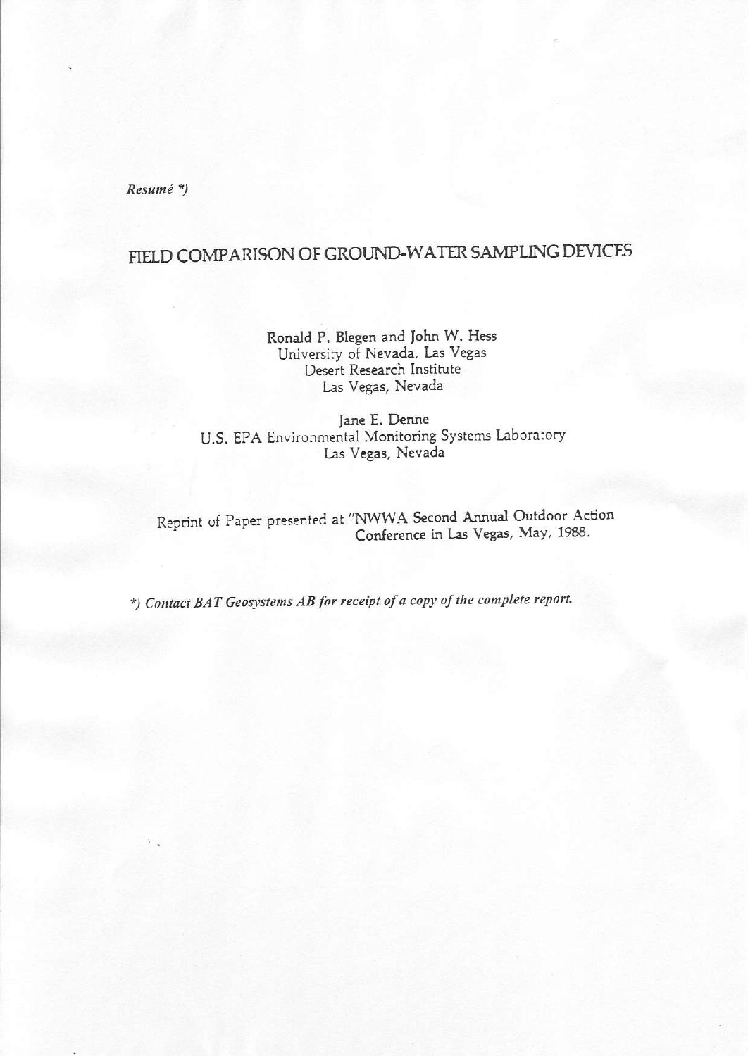*Resumé \*)*

# FIELD COMPARISON OF GROUND-WATER SAMPLING DEVICES

Ronald P. Blegen and John W. Hess
University of Nevada, Las Vegas
Desert Research Institute
Las Vegas, Nevada

Jane E. Denne
U.S. EPA Environmental Monitoring Systems Laboratory
Las Vegas, Nevada

Reprint of Paper presented at "NWWA Second Annual Outdoor Action Conference in Las Vegas, May, 1988.

*\*) Contact BAT Geosystems AB for receipt of a copy of the complete report.*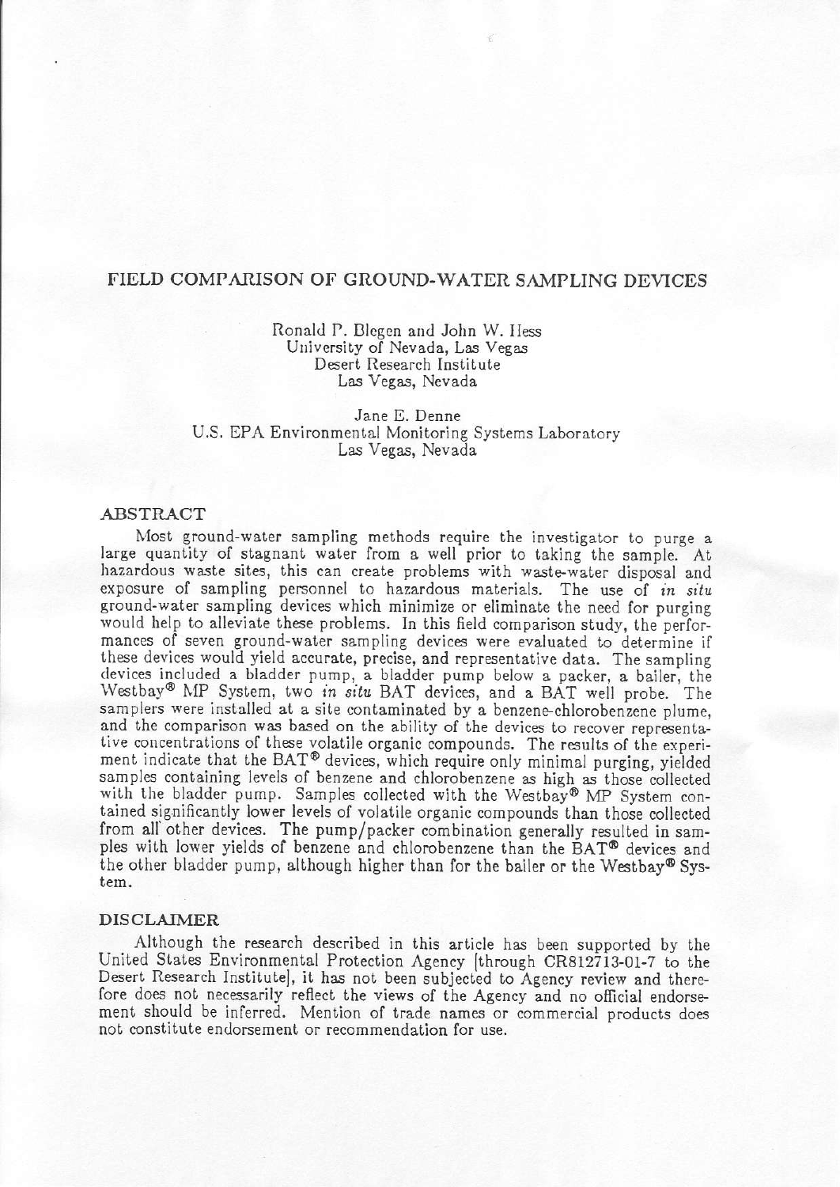# FIELD COMPARISON OF GROUND-WATER SAMPLING DEVICES

Ronald P. Blegen and John W. Hess
University of Nevada, Las Vegas
Desert Research Institute
Las Vegas, Nevada

Jane E. Denne
U.S. EPA Environmental Monitoring Systems Laboratory
Las Vegas, Nevada

## ABSTRACT

Most ground-water sampling methods require the investigator to purge a large quantity of stagnant water from a well prior to taking the sample. At hazardous waste sites, this can create problems with waste-water disposal and exposure of sampling personnel to hazardous materials. The use of *in situ* ground-water sampling devices which minimize or eliminate the need for purging would help to alleviate these problems. In this field comparison study, the performances of seven ground-water sampling devices were evaluated to determine if these devices would yield accurate, precise, and representative data. The sampling devices included a bladder pump, a bladder pump below a packer, a bailer, the Westbay® MP System, two *in situ* BAT devices, and a BAT well probe. The samplers were installed at a site contaminated by a benzene-chlorobenzene plume, and the comparison was based on the ability of the devices to recover representative concentrations of these volatile organic compounds. The results of the experiment indicate that the BAT® devices, which require only minimal purging, yielded samples containing levels of benzene and chlorobenzene as high as those collected with the bladder pump. Samples collected with the Westbay® MP System contained significantly lower levels of volatile organic compounds than those collected from all other devices. The pump/packer combination generally resulted in samples with lower yields of benzene and chlorobenzene than the BAT® devices and the other bladder pump, although higher than for the bailer or the Westbay® System.

## DISCLAIMER

Although the research described in this article has been supported by the United States Environmental Protection Agency [through CR812713-01-7 to the Desert Research Institute], it has not been subjected to Agency review and therefore does not necessarily reflect the views of the Agency and no official endorsement should be inferred. Mention of trade names or commercial products does not constitute endorsement or recommendation for use.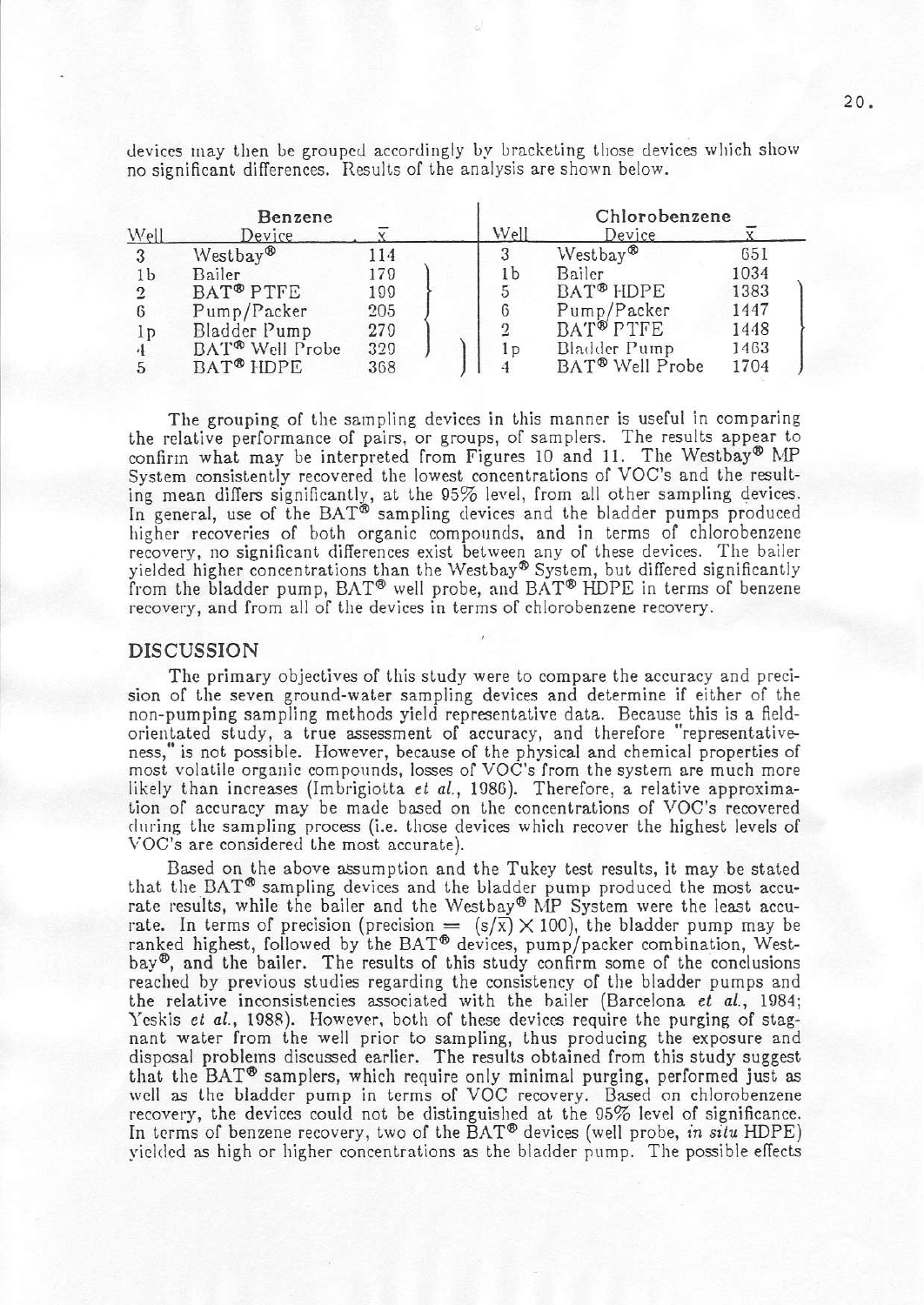devices may then be grouped accordingly by bracketing those devices which show no significant differences. Results of the analysis are shown below.

| Benzene | | | Chlorobenzene | | |
|---|---|---|---|---|---|
| Well | Device | $\bar{x}$ | Well | Device | $\bar{x}$ |
| 3 | Westbay® | 114 | 3 | Westbay® | 651 |
| 1b | Bailer | 179 | 1b | Bailer | 1034 |
| 2 | BAT® PTFE | 199 | 5 | BAT® HDPE | 1383 |
| 6 | Pump/Packer | 205 | 6 | Pump/Packer | 1447 |
| 1p | Bladder Pump | 279 | 2 | BAT® PTFE | 1448 |
| 4 | BAT® Well Probe | 329 | 1p | Bladder Pump | 1463 |
| 5 | BAT® HDPE | 368 | 4 | BAT® Well Probe | 1704 |

The grouping of the sampling devices in this manner is useful in comparing the relative performance of pairs, or groups, of samplers. The results appear to confirm what may be interpreted from Figures 10 and 11. The Westbay® MP System consistently recovered the lowest concentrations of VOC's and the resulting mean differs significantly, at the 95% level, from all other sampling devices. In general, use of the BAT® sampling devices and the bladder pumps produced higher recoveries of both organic compounds, and in terms of chlorobenzene recovery, no significant differences exist between any of these devices. The bailer yielded higher concentrations than the Westbay® System, but differed significantly from the bladder pump, BAT® well probe, and BAT® HDPE in terms of benzene recovery, and from all of the devices in terms of chlorobenzene recovery.

## DISCUSSION

The primary objectives of this study were to compare the accuracy and precision of the seven ground-water sampling devices and determine if either of the non-pumping sampling methods yield representative data. Because this is a field-orientated study, a true assessment of accuracy, and therefore "representativeness," is not possible. However, because of the physical and chemical properties of most volatile organic compounds, losses of VOC's from the system are much more likely than increases (Imbrigiotta *et al.*, 1986). Therefore, a relative approximation of accuracy may be made based on the concentrations of VOC's recovered during the sampling process (i.e. those devices which recover the highest levels of VOC's are considered the most accurate).

Based on the above assumption and the Tukey test results, it may be stated that the BAT® sampling devices and the bladder pump produced the most accurate results, while the bailer and the Westbay® MP System were the least accurate. In terms of precision (precision = $(s/\bar{x}) \times 100$), the bladder pump may be ranked highest, followed by the BAT® devices, pump/packer combination, Westbay®, and the bailer. The results of this study confirm some of the conclusions reached by previous studies regarding the consistency of the bladder pumps and the relative inconsistencies associated with the bailer (Barcelona *et al.*, 1984; Yeskis *et al.*, 1988). However, both of these devices require the purging of stagnant water from the well prior to sampling, thus producing the exposure and disposal problems discussed earlier. The results obtained from this study suggest that the BAT® samplers, which require only minimal purging, performed just as well as the bladder pump in terms of VOC recovery. Based on chlorobenzene recovery, the devices could not be distinguished at the 95% level of significance. In terms of benzene recovery, two of the BAT® devices (well probe, *in situ* HDPE) yielded as high or higher concentrations as the bladder pump. The possible effects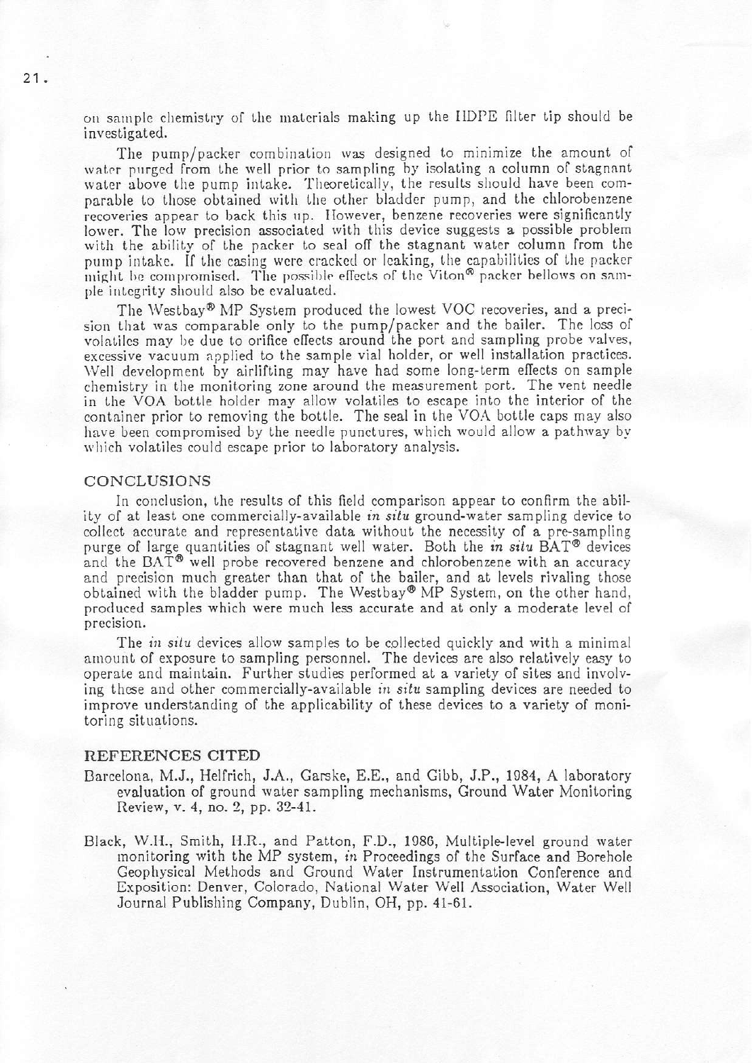on sample chemistry of the materials making up the HDPE filter tip should be investigated.

The pump/packer combination was designed to minimize the amount of water purged from the well prior to sampling by isolating a column of stagnant water above the pump intake. Theoretically, the results should have been comparable to those obtained with the other bladder pump, and the chlorobenzene recoveries appear to back this up. However, benzene recoveries were significantly lower. The low precision associated with this device suggests a possible problem with the ability of the packer to seal off the stagnant water column from the pump intake. If the casing were cracked or leaking, the capabilities of the packer might be compromised. The possible effects of the Viton® packer bellows on sample integrity should also be evaluated.

The Westbay® MP System produced the lowest VOC recoveries, and a precision that was comparable only to the pump/packer and the bailer. The loss of volatiles may be due to orifice effects around the port and sampling probe valves, excessive vacuum applied to the sample vial holder, or well installation practices. Well development by airlifting may have had some long-term effects on sample chemistry in the monitoring zone around the measurement port. The vent needle in the VOA bottle holder may allow volatiles to escape into the interior of the container prior to removing the bottle. The seal in the VOA bottle caps may also have been compromised by the needle punctures, which would allow a pathway by which volatiles could escape prior to laboratory analysis.

## CONCLUSIONS

In conclusion, the results of this field comparison appear to confirm the ability of at least one commercially-available *in situ* ground-water sampling device to collect accurate and representative data without the necessity of a pre-sampling purge of large quantities of stagnant well water. Both the *in situ* BAT® devices and the BAT® well probe recovered benzene and chlorobenzene with an accuracy and precision much greater than that of the bailer, and at levels rivaling those obtained with the bladder pump. The Westbay® MP System, on the other hand, produced samples which were much less accurate and at only a moderate level of precision.

The *in situ* devices allow samples to be collected quickly and with a minimal amount of exposure to sampling personnel. The devices are also relatively easy to operate and maintain. Further studies performed at a variety of sites and involving these and other commercially-available *in situ* sampling devices are needed to improve understanding of the applicability of these devices to a variety of monitoring situations.

## REFERENCES CITED

Barcelona, M.J., Helfrich, J.A., Garske, E.E., and Gibb, J.P., 1984, A laboratory evaluation of ground water sampling mechanisms, Ground Water Monitoring Review, v. 4, no. 2, pp. 32-41.

Black, W.H., Smith, H.R., and Patton, F.D., 1986, Multiple-level ground water monitoring with the MP system, *in* Proceedings of the Surface and Borehole Geophysical Methods and Ground Water Instrumentation Conference and Exposition: Denver, Colorado, National Water Well Association, Water Well Journal Publishing Company, Dublin, OH, pp. 41-61.